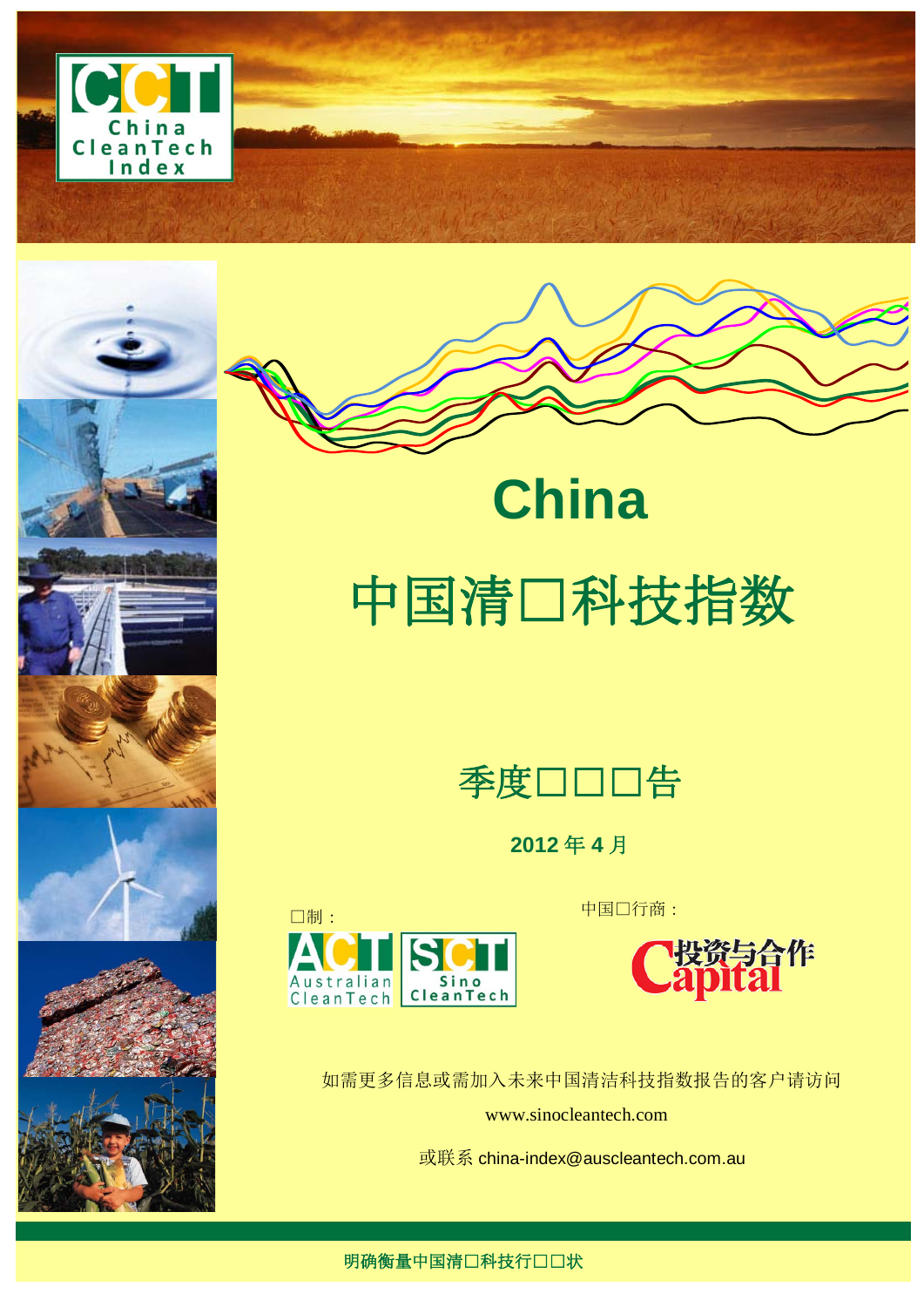China CleanTech Index

# China

# 中国清□科技指数

## 季度□□□告

**2012 年 4 月**

□制：

Australian CleanTech

Sino CleanTech

中国□行商：

Capital 投资与合作

如需更多信息或需加入未来中国清洁科技指数报告的客户请访问

www.sinocleantech.com

或联系 china-index@auscleantech.com.au

**明确衡量中国清□科技行□□状**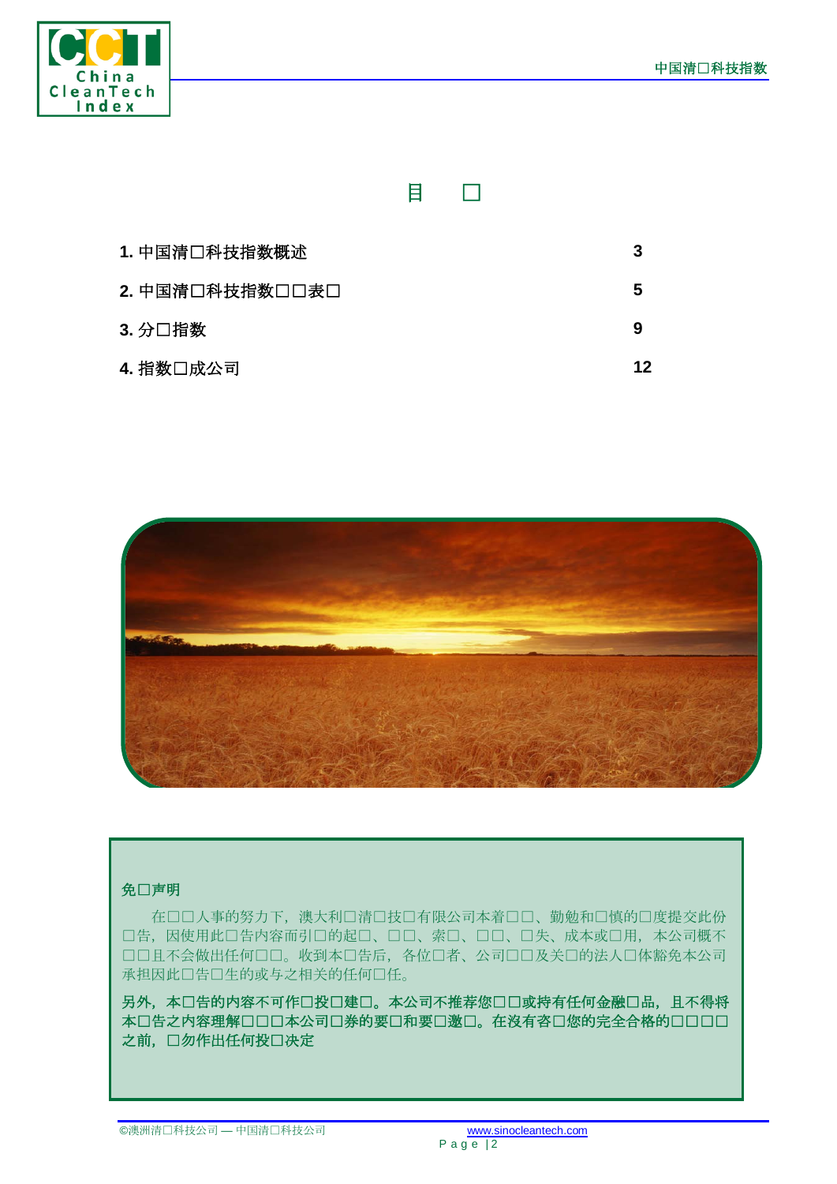# 目　□

| | |
|---|---|
| **1.** 中国清□科技指数概述 | **3** |
| **2.** 中国清□科技指数□□表□ | **5** |
| **3.** 分□指数 | **9** |
| **4.** 指数□成公司 | **12** |

**免□声明**

在□□人事的努力下，澳大利□清□技□有限公司本着□□、勤勉和□慎的□度提交此份□告，因使用此□告内容而引□的起□、□□、索□、□□、□失、成本或□用，本公司概不□□且不会做出任何□□。收到本□告后，各位□者、公司□□及关□的法人□体豁免本公司承担因此□告□生的或与之相关的任何□任。

**另外，本□告的内容不可作□投□建□。本公司不推荐您□□或持有任何金融□品，且不得将本□告之内容理解□□□本公司□券的要□和要□邀□。在没有咨□您的完全合格的□□□□之前，□勿作出任何投□决定**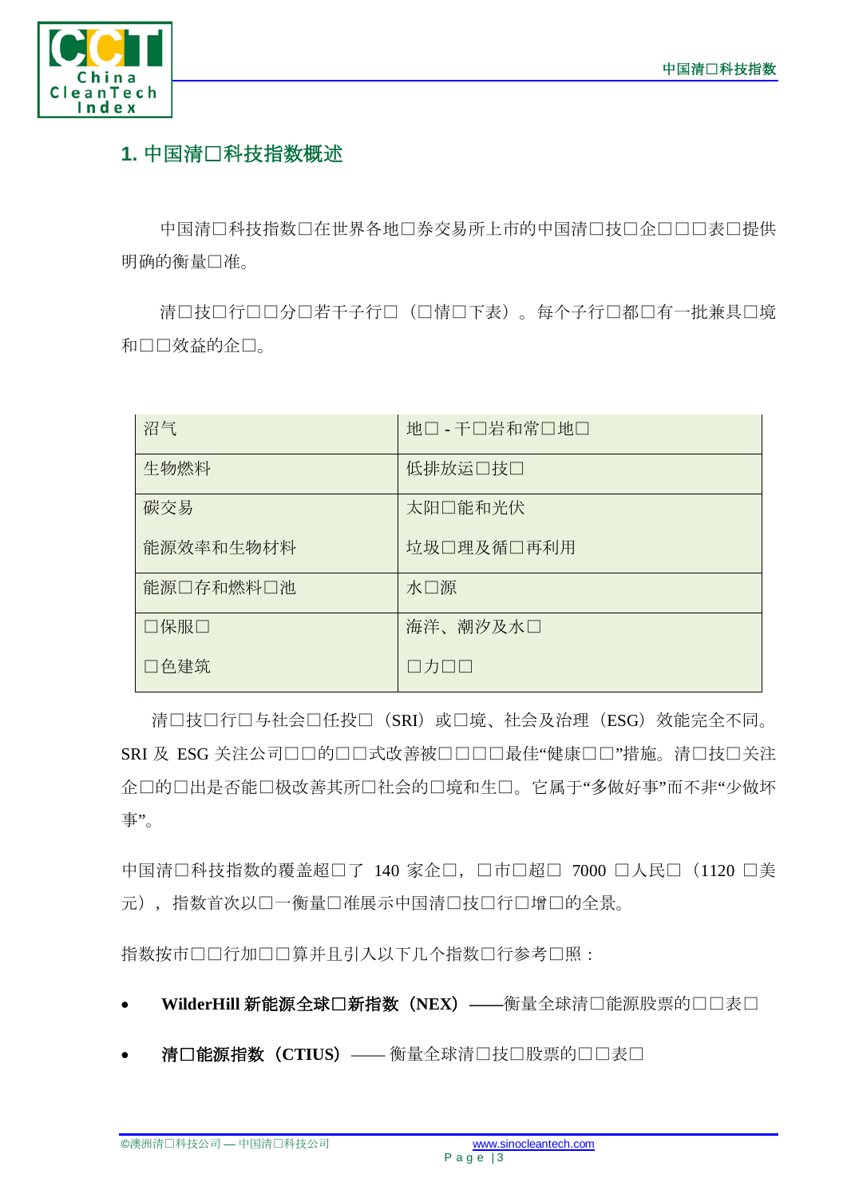## 1. 中国清□科技指数概述

中国清□科技指数□在世界各地□券交易所上市的中国清□技□企□□□表□提供明确的衡量□准。

清□技□行□□分□若干子行□（□情□下表）。每个子行□都□有一批兼具□境和□□效益的企□。

| 沼气 | 地□ - 干□岩和常□地□ |
|---|---|
| 生物燃料 | 低排放运□技□ |
| 碳交易<br>能源效率和生物材料 | 太阳□能和光伏<br>垃圾□理及循□再利用 |
| 能源□存和燃料□池 | 水□源 |
| □保服□<br>□色建筑 | 海洋、潮汐及水□<br>□力□□ |

清□技□行□与社会□任投□（SRI）或□境、社会及治理（ESG）效能完全不同。SRI 及 ESG 关注公司□□的□□式改善被□□□□最佳“健康□□”措施。清□技□关注企□的□出是否能□极改善其所□社会的□境和生□。它属于“多做好事”而不非“少做坏事”。

中国清□科技指数的覆盖超□了 140 家企□，□市□超□ 7000 □人民□（1120 □美元），指数首次以□一衡量□准展示中国清□技□行□增□的全景。

指数按市□□行加□□算并且引入以下几个指数□行参考□照：

- **WilderHill 新能源全球□新指数（NEX）**——衡量全球清□能源股票的□□表□
- **清□能源指数（CTIUS）**—— 衡量全球清□技□股票的□□表□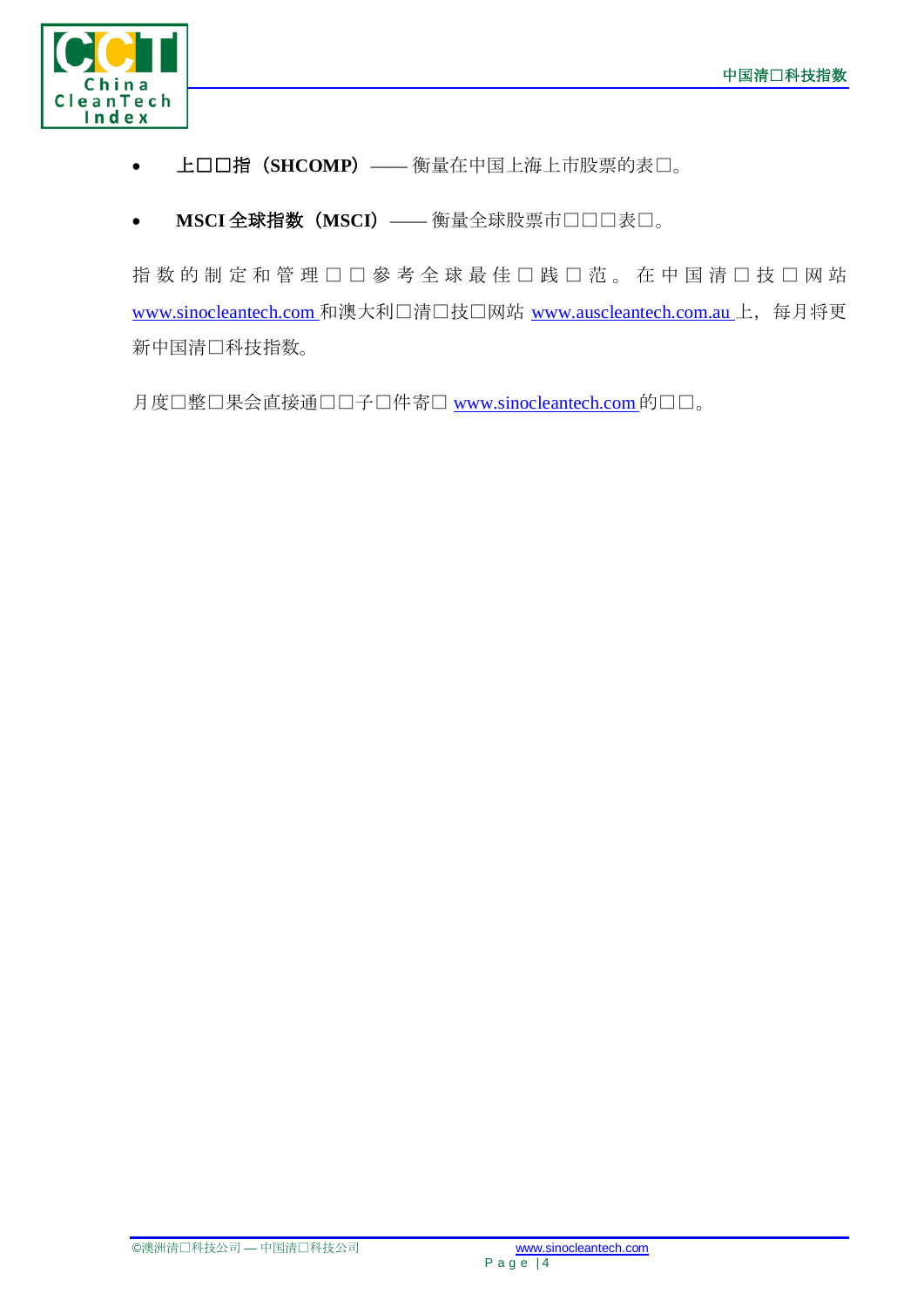- **上□□指（SHCOMP）**—— 衡量在中国上海上市股票的表□。

- **MSCI 全球指数（MSCI）**—— 衡量全球股票市□□□表□。

指数的制定和管理□□参考全球最佳□践□范。在中国清□技□网站 www.sinocleantech.com 和澳大利□清□技□网站 www.auscleantech.com.au 上，每月将更新中国清□科技指数。

月度□整□果会直接通□□子□件寄□ www.sinocleantech.com 的□□。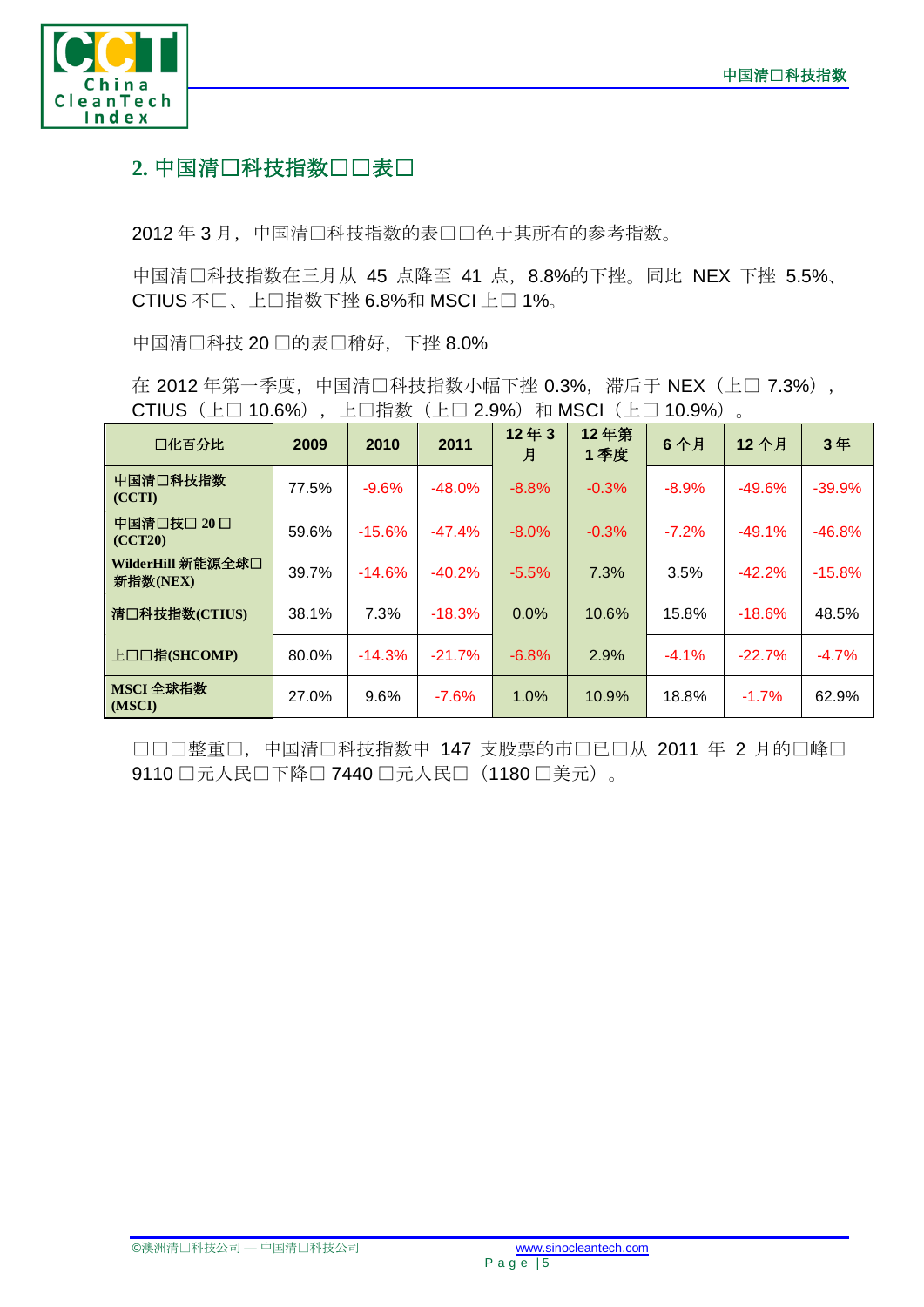## 2. 中国清□科技指数□□表□

2012 年 3 月，中国清□科技指数的表□□色于其所有的参考指数。

中国清□科技指数在三月从 45 点降至 41 点，8.8%的下挫。同比 NEX 下挫 5.5%、CTIUS 不□、上□指数下挫 6.8%和 MSCI 上□ 1%。

中国清□科技 20 □的表□稍好，下挫 8.0%

在 2012 年第一季度，中国清□科技指数小幅下挫 0.3%，滞后于 NEX（上□ 7.3%），CTIUS（上□ 10.6%），上□指数（上□ 2.9%）和 MSCI（上□ 10.9%）。

| □化百分比 | 2009 | 2010 | 2011 | 12 年 3 月 | 12 年第 1 季度 | 6 个月 | 12 个月 | 3 年 |
|---|---|---|---|---|---|---|---|---|
| 中国清□科技指数 (CCTI) | 77.5% | -9.6% | -48.0% | -8.8% | -0.3% | -8.9% | -49.6% | -39.9% |
| 中国清□技□ 20 □ (CCT20) | 59.6% | -15.6% | -47.4% | -8.0% | -0.3% | -7.2% | -49.1% | -46.8% |
| WilderHill 新能源全球□新指数(NEX) | 39.7% | -14.6% | -40.2% | -5.5% | 7.3% | 3.5% | -42.2% | -15.8% |
| 清□科技指数(CTIUS) | 38.1% | 7.3% | -18.3% | 0.0% | 10.6% | 15.8% | -18.6% | 48.5% |
| 上□□指(SHCOMP) | 80.0% | -14.3% | -21.7% | -6.8% | 2.9% | -4.1% | -22.7% | -4.7% |
| MSCI 全球指数 (MSCI) | 27.0% | 9.6% | -7.6% | 1.0% | 10.9% | 18.8% | -1.7% | 62.9% |

□□□整重□，中国清□科技指数中 147 支股票的市□已□从 2011 年 2 月的□峰□ 9110 □元人民□下降□ 7440 □元人民□（1180 □美元）。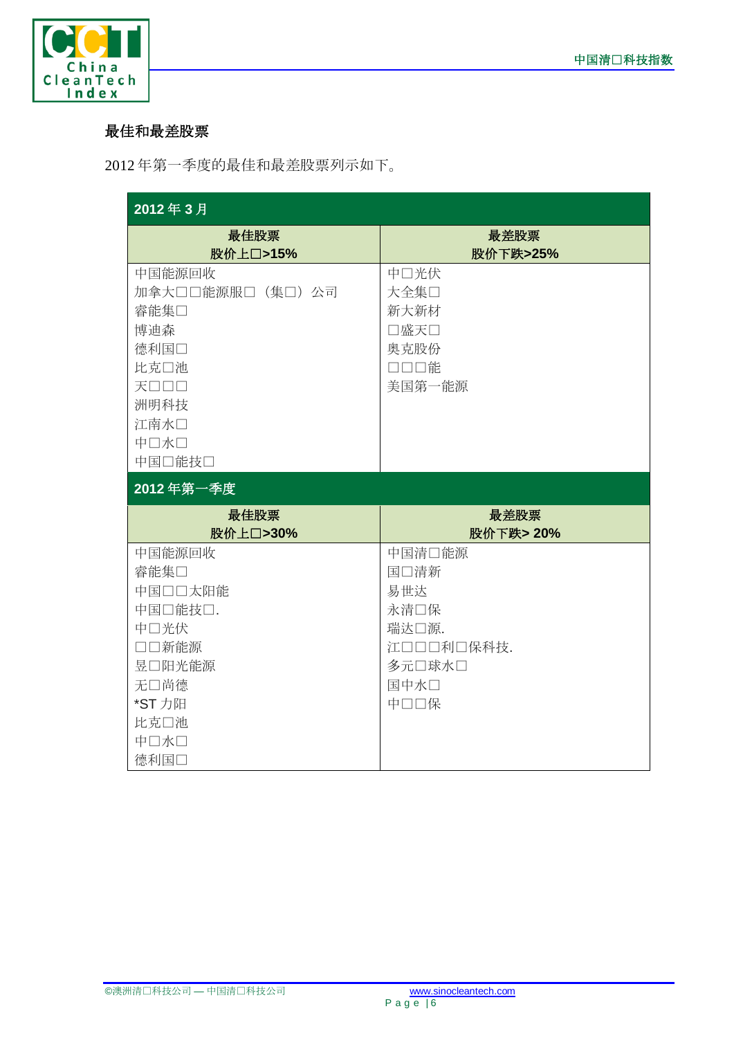## 最佳和最差股票

2012 年第一季度的最佳和最差股票列示如下。

| 2012 年 3 月 | |
|---|---|
| **最佳股票**<br>**股价上□>15%** | **最差股票**<br>**股价下跌>25%** |
| 中国能源回收 | 中□光伏 |
| 加拿大□□能源服□（集□）公司 | 大全集□ |
| 睿能集□ | 新大新材 |
| 博迪森 | □盛天□ |
| 德利国□ | 奥克股份 |
| 比克□池 | □□□能 |
| 天□□□ | 美国第一能源 |
| 洲明科技 | |
| 江南水□ | |
| 中□水□ | |
| 中国□能技□ | |
| **2012 年第一季度** | |
| **最佳股票**<br>**股价上□>30%** | **最差股票**<br>**股价下跌> 20%** |
| 中国能源回收 | 中国清□能源 |
| 睿能集□ | 国□清新 |
| 中国□□太阳能 | 易世达 |
| 中国□能技□. | 永清□保 |
| 中□光伏 | 瑞达□源. |
| □□新能源 | 江□□□利□保科技. |
| 昱□阳光能源 | 多元□球水□ |
| 无□尚德 | 国中水□ |
| *ST 力阳 | 中□□保 |
| 比克□池 | |
| 中□水□ | |
| 德利国□ | |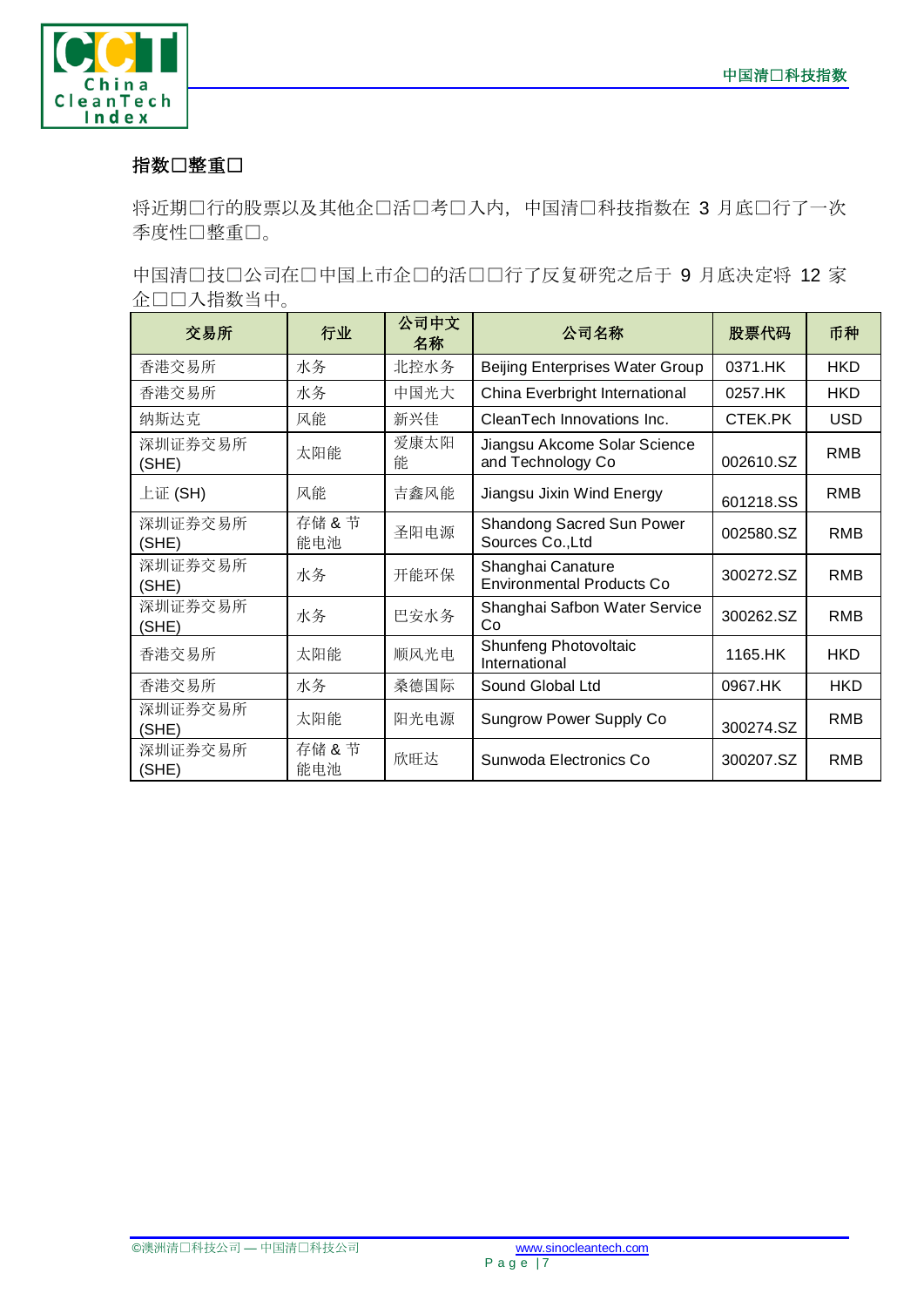## 指数□整重□

将近期□行的股票以及其他企□活□考□入内，中国清□科技指数在 3 月底□行了一次季度性□整重□。

中国清□技□公司在□中国上市企□的活□□行了反复研究之后于 9 月底决定将 12 家企□□入指数当中。

| 交易所 | 行业 | 公司中文名称 | 公司名称 | 股票代码 | 币种 |
|---|---|---|---|---|---|
| 香港交易所 | 水务 | 北控水务 | Beijing Enterprises Water Group | 0371.HK | HKD |
| 香港交易所 | 水务 | 中国光大 | China Everbright International | 0257.HK | HKD |
| 纳斯达克 | 风能 | 新兴佳 | CleanTech Innovations Inc. | CTEK.PK | USD |
| 深圳证券交易所 (SHE) | 太阳能 | 爱康太阳能 | Jiangsu Akcome Solar Science and Technology Co | 002610.SZ | RMB |
| 上证 (SH) | 风能 | 吉鑫风能 | Jiangsu Jixin Wind Energy | 601218.SS | RMB |
| 深圳证券交易所 (SHE) | 存储 & 节能电池 | 圣阳电源 | Shandong Sacred Sun Power Sources Co.,Ltd | 002580.SZ | RMB |
| 深圳证券交易所 (SHE) | 水务 | 开能环保 | Shanghai Canature Environmental Products Co | 300272.SZ | RMB |
| 深圳证券交易所 (SHE) | 水务 | 巴安水务 | Shanghai Safbon Water Service Co | 300262.SZ | RMB |
| 香港交易所 | 太阳能 | 顺风光电 | Shunfeng Photovoltaic International | 1165.HK | HKD |
| 香港交易所 | 水务 | 桑德国际 | Sound Global Ltd | 0967.HK | HKD |
| 深圳证券交易所 (SHE) | 太阳能 | 阳光电源 | Sungrow Power Supply Co | 300274.SZ | RMB |
| 深圳证券交易所 (SHE) | 存储 & 节能电池 | 欣旺达 | Sunwoda Electronics Co | 300207.SZ | RMB |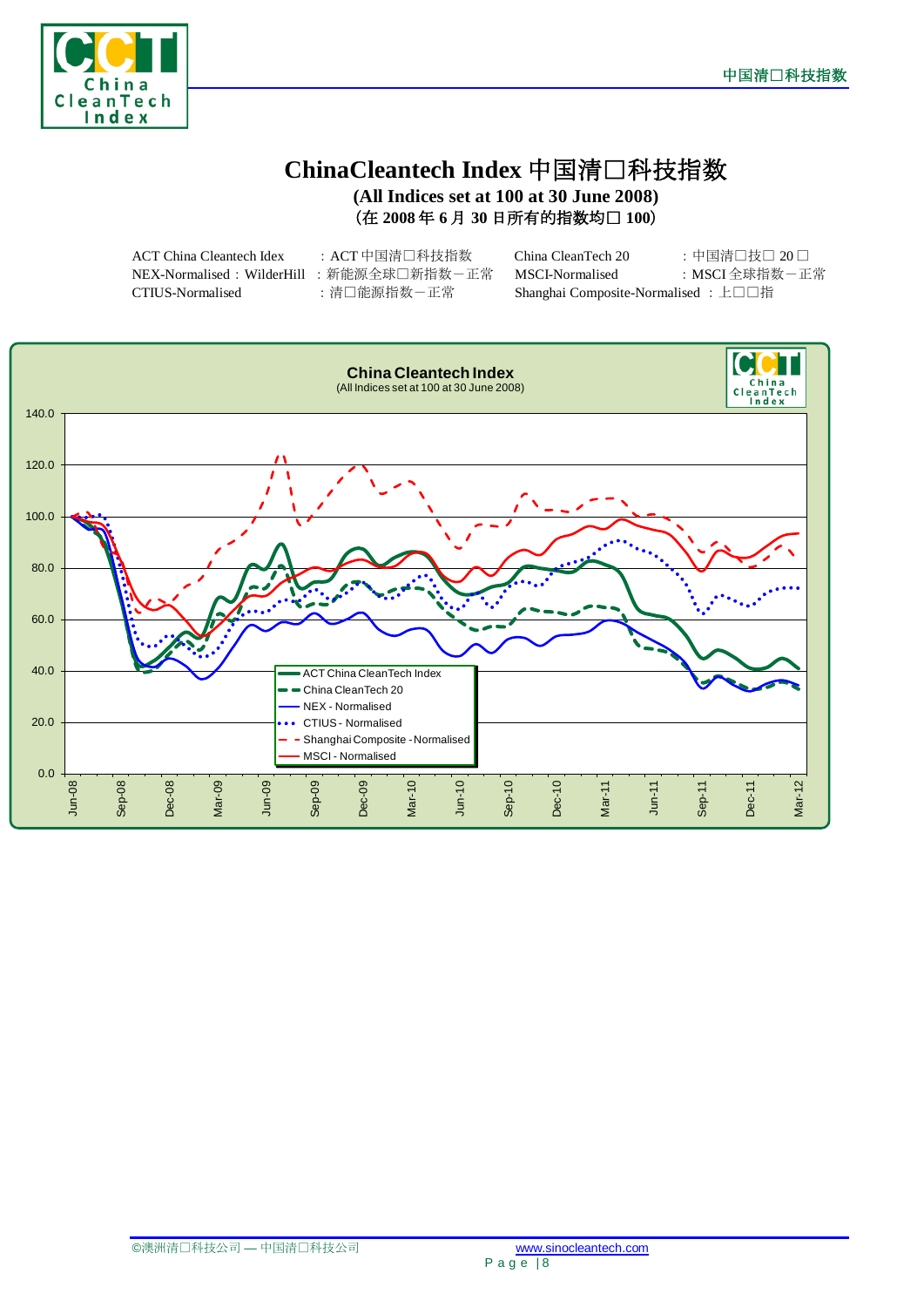# ChinaCleantech Index 中国清□科技指数

**(All Indices set at 100 at 30 June 2008)**

**(在 2008 年 6 月 30 日所有的指数均□ 100)**

| | | | |
|---|---|---|---|
| ACT China Cleantech Idex | ：ACT 中国清□科技指数 | China CleanTech 20 | ：中国清□技□ 20 □ |
| NEX-Normalised：WilderHill | ：新能源全球□新指数－正常 | MSCI-Normalised | ：MSCI 全球指数－正常 |
| CTIUS-Normalised | ：清□能源指数－正常 | Shanghai Composite-Normalised | ：上□□指 |

**China Cleantech Index**

(All Indices set at 100 at 30 June 2008)

Legend: ACT China CleanTech Index; China CleanTech 20; NEX - Normalised; CTIUS - Normalised; Shanghai Composite - Normalised; MSCI - Normalised

Y-axis: 0.0, 20.0, 40.0, 60.0, 80.0, 100.0, 120.0, 140.0

X-axis: Jun-08, Sep-08, Dec-08, Mar-09, Jun-09, Sep-09, Dec-09, Mar-10, Jun-10, Sep-10, Dec-10, Mar-11, Jun-11, Sep-11, Dec-11, Mar-12

©澳洲清□科技公司 — 中国清□科技公司 www.sinocleantech.com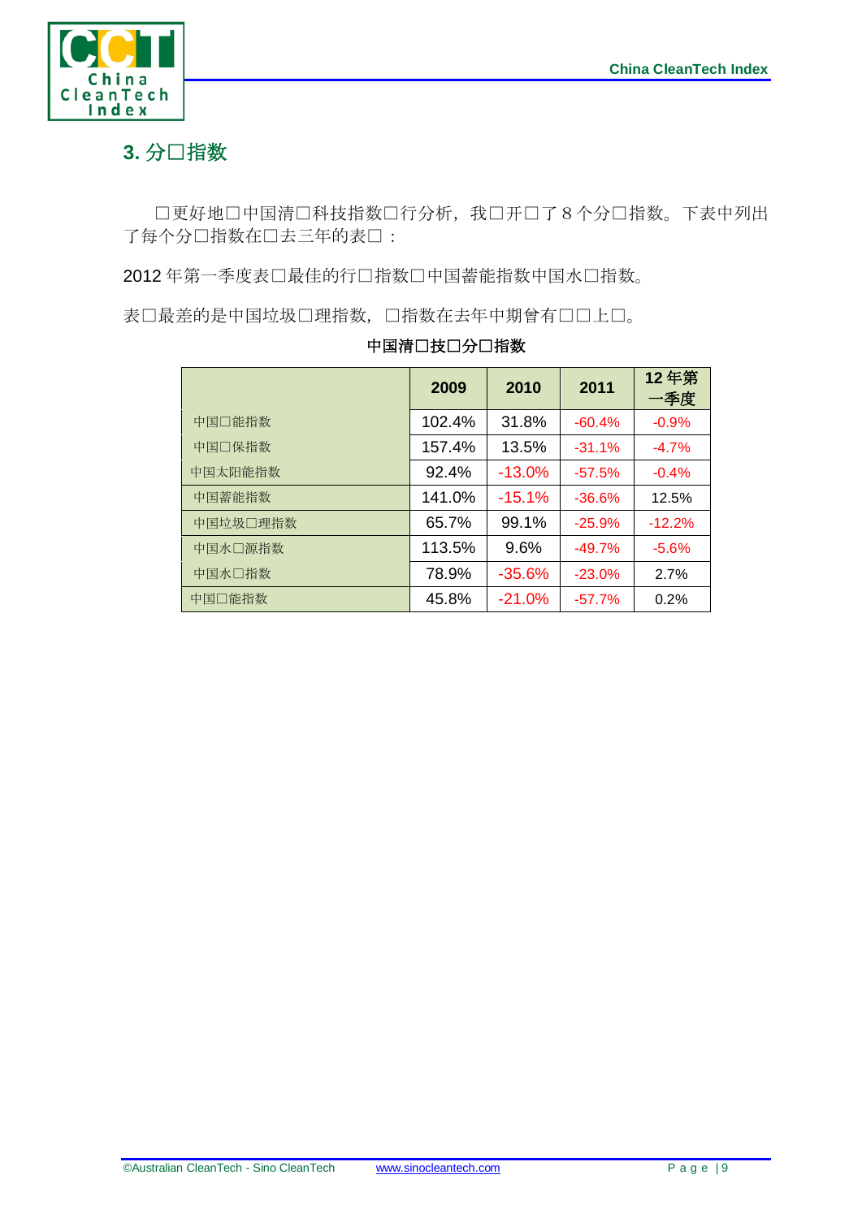## 3. 分□指数

□更好地□中国清□科技指数□行分析，我□开□了 8 个分□指数。下表中列出了每个分□指数在□去三年的表□：

2012 年第一季度表□最佳的行□指数□中国蓄能指数中国水□指数。

表□最差的是中国垃圾□理指数，□指数在去年中期曾有□□上□。

**中国清□技□分□指数**

| | 2009 | 2010 | 2011 | 12 年第一季度 |
|---|---|---|---|---|
| 中国□能指数 | 102.4% | 31.8% | -60.4% | -0.9% |
| 中国□保指数 | 157.4% | 13.5% | -31.1% | -4.7% |
| 中国太阳能指数 | 92.4% | -13.0% | -57.5% | -0.4% |
| 中国蓄能指数 | 141.0% | -15.1% | -36.6% | 12.5% |
| 中国垃圾□理指数 | 65.7% | 99.1% | -25.9% | -12.2% |
| 中国水□源指数 | 113.5% | 9.6% | -49.7% | -5.6% |
| 中国水□指数 | 78.9% | -35.6% | -23.0% | 2.7% |
| 中国□能指数 | 45.8% | -21.0% | -57.7% | 0.2% |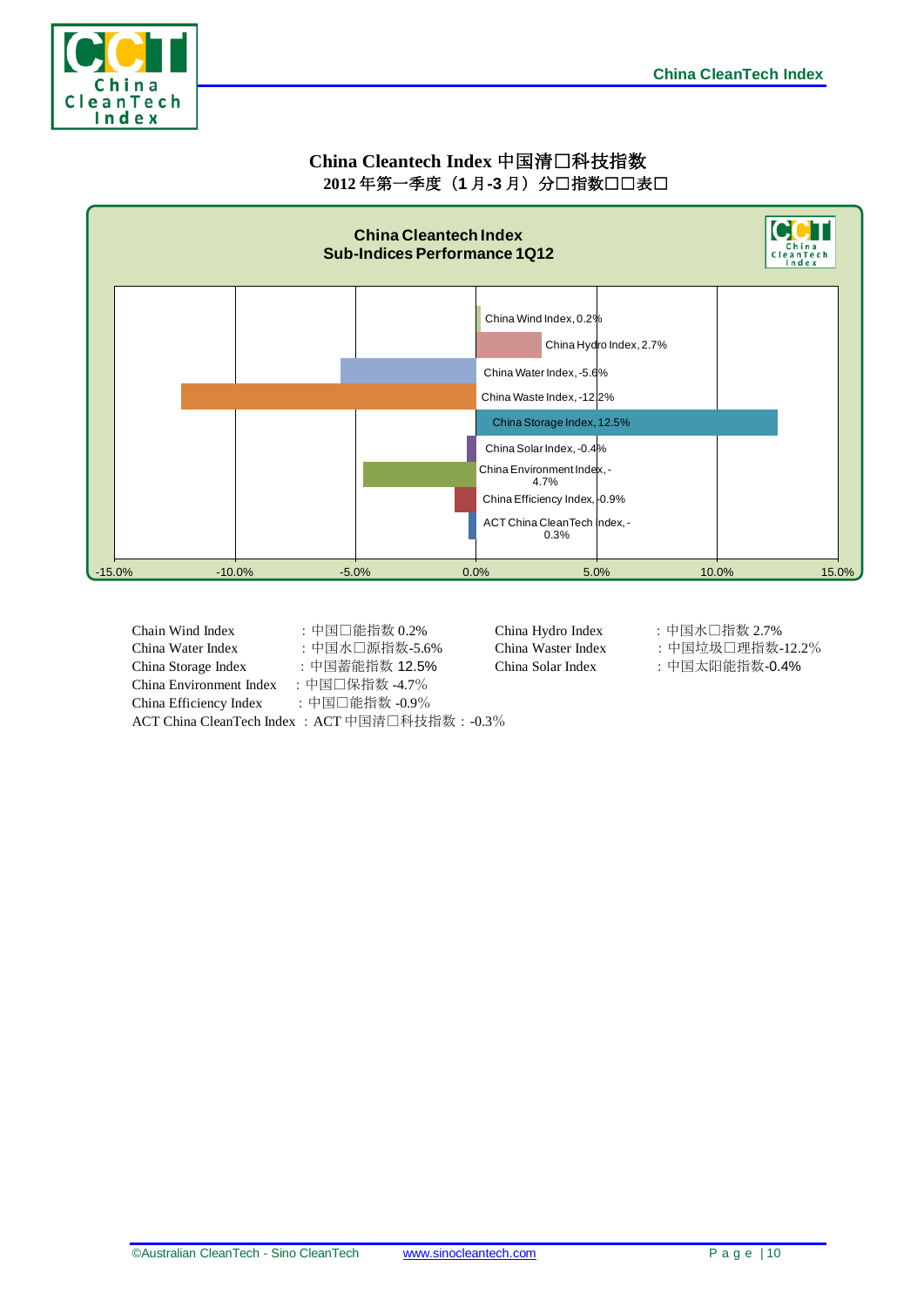# China Cleantech Index 中国清□科技指数

## 2012 年第一季度（1 月-3 月）分□指数□□表□

**China Cleantech Index**
**Sub-Indices Performance 1Q12**

| Index | Performance |
|---|---|
| China Wind Index | 0.2% |
| China Hydro Index | 2.7% |
| China Water Index | -5.6% |
| China Waste Index | -12.2% |
| China Storage Index | 12.5% |
| China Solar Index | -0.4% |
| China Environment Index | -4.7% |
| China Efficiency Index | -0.9% |
| ACT China CleanTech Index | -0.3% |

Chain Wind Index ：中国□能指数 0.2%

China Hydro Index ：中国水□指数 2.7%

China Water Index ：中国水□源指数-5.6%

China Waster Index ：中国垃圾□理指数-12.2%

China Storage Index ：中国蓄能指数 12.5%

China Solar Index ：中国太阳能指数-0.4%

China Environment Index ：中国□保指数 -4.7%

China Efficiency Index ：中国□能指数 -0.9%

ACT China CleanTech Index ：ACT 中国清□科技指数：-0.3%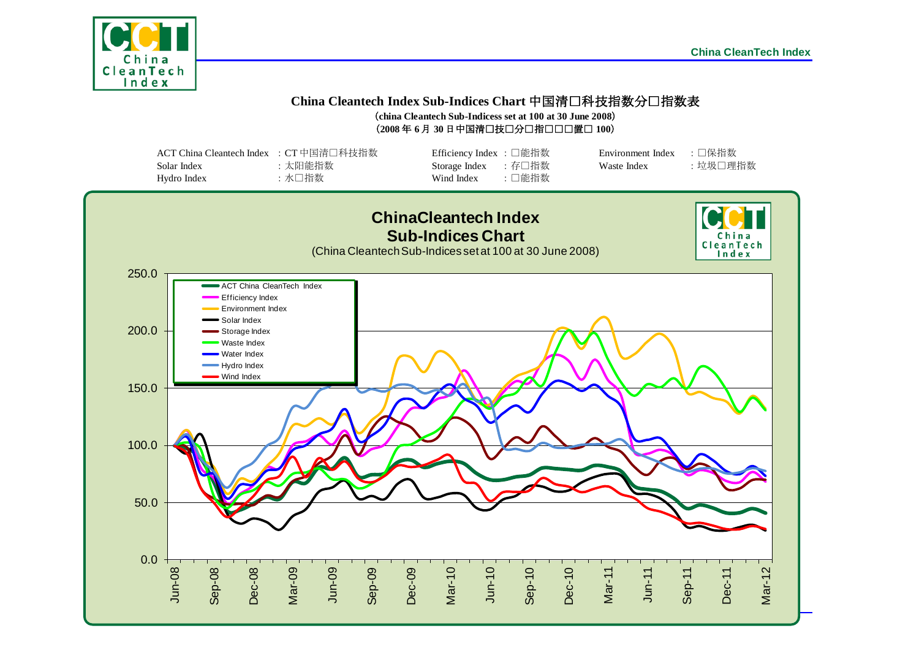## China Cleantech Index Sub-Indices Chart 中国清□科技指数分□指数表

（china Cleantech Sub-Indicess set at 100 at 30 June 2008）

（2008 年 6 月 30 日中国清□技□分□指□□□置□ 100）

| | | | | | |
|---|---|---|---|---|---|
| ACT China Cleantech Index | : CT 中国清□科技指数 | Efficiency Index | : □能指数 | Environment Index | : □保指数 |
| Solar Index | : 太阳能指数 | Storage Index | : 存□指数 | Waste Index | : 垃圾□理指数 |
| Hydro Index | : 水□指数 | Wind Index | : □能指数 | | |

**ChinaCleantech Index Sub-Indices Chart**

(China Cleantech Sub-Indices set at 100 at 30 June 2008)

Legend: ACT China CleanTech Index, Efficiency Index, Environment Index, Solar Index, Storage Index, Waste Index, Water Index, Hydro Index, Wind Index

Y-axis: 0.0, 50.0, 100.0, 150.0, 200.0, 250.0

X-axis: Jun-08, Sep-08, Dec-08, Mar-09, Jun-09, Sep-09, Dec-09, Mar-10, Jun-10, Sep-10, Dec-10, Mar-11, Jun-11, Sep-11, Dec-11, Mar-12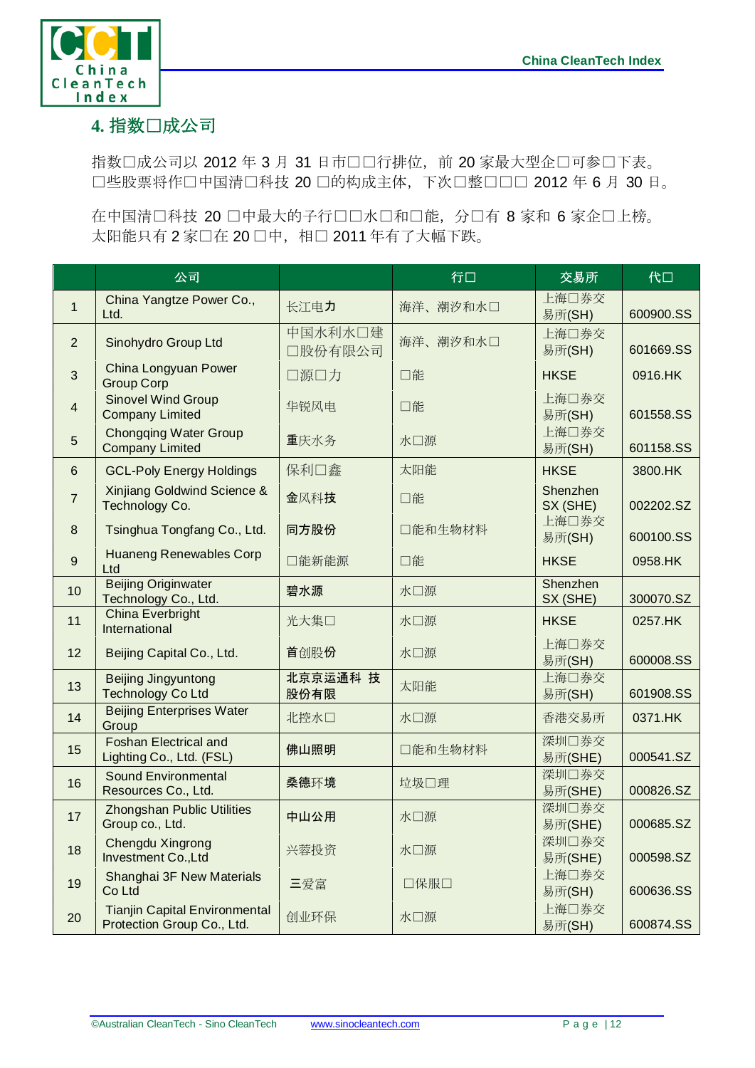## 4. 指数□成公司

指数□成公司以 2012 年 3 月 31 日市□□行排位，前 20 家最大型企□可参□下表。□些股票将作□中国清□科技 20 □的构成主体，下次□整□□□ 2012 年 6 月 30 日。

在中国清□科技 20 □中最大的子行□□水□和□能，分□有 8 家和 6 家企□上榜。太阳能只有 2 家□在 20 □中，相□ 2011 年有了大幅下跌。

| | 公司 | | 行□ | 交易所 | 代□ |
|---|---|---|---|---|---|
| 1 | China Yangtze Power Co., Ltd. | 长江电力 | 海洋、潮汐和水□ | 上海□券交易所(SH) | 600900.SS |
| 2 | Sinohydro Group Ltd | 中国水利水□建□股份有限公司 | 海洋、潮汐和水□ | 上海□券交易所(SH) | 601669.SS |
| 3 | China Longyuan Power Group Corp | □源□力 | □能 | HKSE | 0916.HK |
| 4 | Sinovel Wind Group Company Limited | 华锐风电 | □能 | 上海□券交易所(SH) | 601558.SS |
| 5 | Chongqing Water Group Company Limited | 重庆水务 | 水□源 | 上海□券交易所(SH) | 601158.SS |
| 6 | GCL-Poly Energy Holdings | 保利□鑫 | 太阳能 | HKSE | 3800.HK |
| 7 | Xinjiang Goldwind Science & Technology Co. | 金风科技 | □能 | Shenzhen SX (SHE) | 002202.SZ |
| 8 | Tsinghua Tongfang Co., Ltd. | 同方股份 | □能和生物材料 | 上海□券交易所(SH) | 600100.SS |
| 9 | Huaneng Renewables Corp Ltd | □能新能源 | □能 | HKSE | 0958.HK |
| 10 | Beijing Originwater Technology Co., Ltd. | 碧水源 | 水□源 | Shenzhen SX (SHE) | 300070.SZ |
| 11 | China Everbright International | 光大集□ | 水□源 | HKSE | 0257.HK |
| 12 | Beijing Capital Co., Ltd. | 首创股份 | 水□源 | 上海□券交易所(SH) | 600008.SS |
| 13 | Beijing Jingyuntong Technology Co Ltd | 北京京运通科 技股份有限 | 太阳能 | 上海□券交易所(SH) | 601908.SS |
| 14 | Beijing Enterprises Water Group | 北控水□ | 水□源 | 香港交易所 | 0371.HK |
| 15 | Foshan Electrical and Lighting Co., Ltd. (FSL) | 佛山照明 | □能和生物材料 | 深圳□券交易所(SHE) | 000541.SZ |
| 16 | Sound Environmental Resources Co., Ltd. | 桑德环境 | 垃圾□理 | 深圳□券交易所(SHE) | 000826.SZ |
| 17 | Zhongshan Public Utilities Group co., Ltd. | 中山公用 | 水□源 | 深圳□券交易所(SHE) | 000685.SZ |
| 18 | Chengdu Xingrong Investment Co.,Ltd | 兴蓉投资 | 水□源 | 深圳□券交易所(SHE) | 000598.SZ |
| 19 | Shanghai 3F New Materials Co Ltd | 三爱富 | □保服□ | 上海□券交易所(SH) | 600636.SS |
| 20 | Tianjin Capital Environmental Protection Group Co., Ltd. | 创业环保 | 水□源 | 上海□券交易所(SH) | 600874.SS |